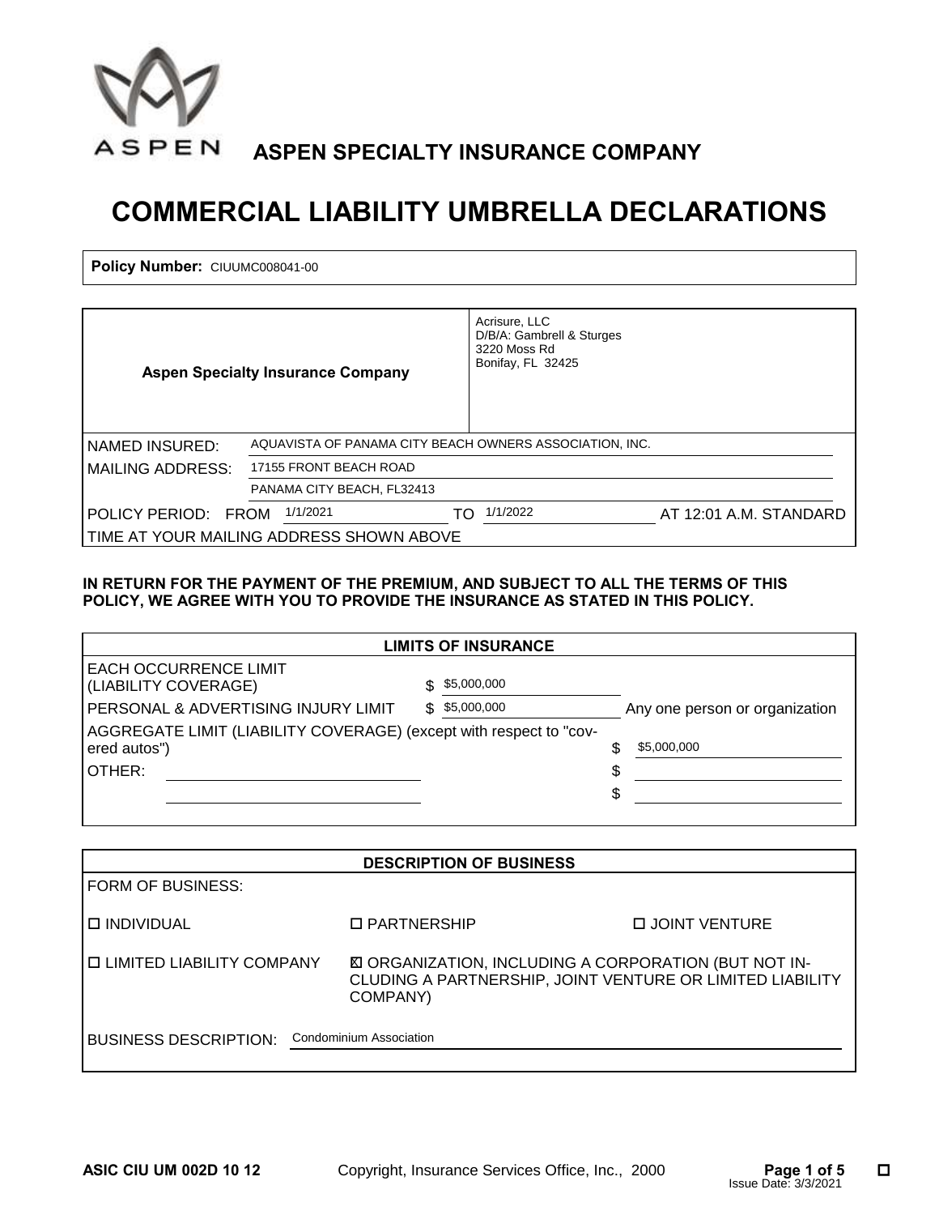ASPEN

# ASPEN SPECIALTY INSURANCE COMPANY

# COMMERCIAL LIABILITY UMBRELLA DECLARATIONS

**Policy Number:** CIUUMC008041-00

| **Aspen Specialty Insurance Company** | Acrisure, LLC<br>D/B/A: Gambrell & Sturges<br>3220 Moss Rd<br>Bonifay, FL 32425 |
|---|---|

NAMED INSURED: AQUAVISTA OF PANAMA CITY BEACH OWNERS ASSOCIATION, INC.

MAILING ADDRESS: 17155 FRONT BEACH ROAD
PANAMA CITY BEACH, FL32413

POLICY PERIOD: FROM 1/1/2021 TO 1/1/2022 AT 12:01 A.M. STANDARD TIME AT YOUR MAILING ADDRESS SHOWN ABOVE

**IN RETURN FOR THE PAYMENT OF THE PREMIUM, AND SUBJECT TO ALL THE TERMS OF THIS POLICY, WE AGREE WITH YOU TO PROVIDE THE INSURANCE AS STATED IN THIS POLICY.**

## LIMITS OF INSURANCE

| | | |
|---|---|---|
| EACH OCCURRENCE LIMIT (LIABILITY COVERAGE) | $ $5,000,000 | |
| PERSONAL & ADVERTISING INJURY LIMIT | $ $5,000,000 | Any one person or organization |
| AGGREGATE LIMIT (LIABILITY COVERAGE) (except with respect to "covered autos") | | $ $5,000,000 |
| OTHER: | | $ |
| | | $ |

## DESCRIPTION OF BUSINESS

FORM OF BUSINESS:

☐ INDIVIDUAL ☐ PARTNERSHIP ☐ JOINT VENTURE

☐ LIMITED LIABILITY COMPANY ☒ ORGANIZATION, INCLUDING A CORPORATION (BUT NOT INCLUDING A PARTNERSHIP, JOINT VENTURE OR LIMITED LIABILITY COMPANY)

BUSINESS DESCRIPTION: Condominium Association

ASIC CIU UM 002D 10 12 Copyright, Insurance Services Office, Inc., 2000 Issue Date: 3/3/2021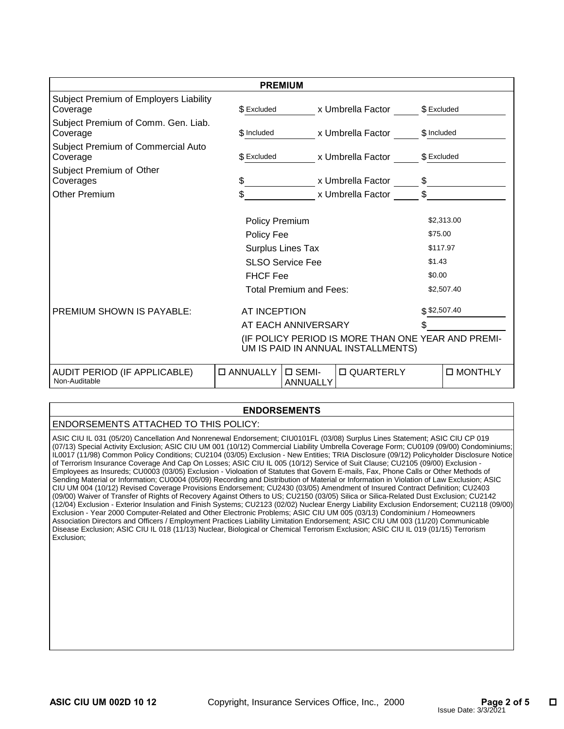## PREMIUM

| | | | |
|---|---|---|---|
| Subject Premium of Employers Liability Coverage | $ Excluded | x Umbrella Factor | $ Excluded |
| Subject Premium of Comm. Gen. Liab. Coverage | $ Included | x Umbrella Factor | $ Included |
| Subject Premium of Commercial Auto Coverage | $ Excluded | x Umbrella Factor | $ Excluded |
| Subject Premium of Other Coverages | $ | x Umbrella Factor | $ |
| Other Premium | $ | x Umbrella Factor | $ |

| | |
|---|---|
| Policy Premium | $2,313.00 |
| Policy Fee | $75.00 |
| Surplus Lines Tax | $117.97 |
| SLSO Service Fee | $1.43 |
| FHCF Fee | $0.00 |
| Total Premium and Fees: | $2,507.40 |

PREMIUM SHOWN IS PAYABLE:

| | |
|---|---|
| AT INCEPTION | $ $2,507.40 |
| AT EACH ANNIVERSARY | $ |

(IF POLICY PERIOD IS MORE THAN ONE YEAR AND PREMIUM IS PAID IN ANNUAL INSTALLMENTS)

| AUDIT PERIOD (IF APPLICABLE) | | | | |
|---|---|---|---|---|
| Non-Auditable | ☐ ANNUALLY | ☐ SEMI-ANNUALLY | ☐ QUARTERLY | ☐ MONTHLY |

## ENDORSEMENTS

ENDORSEMENTS ATTACHED TO THIS POLICY:

ASIC CIU IL 031 (05/20) Cancellation And Nonrenewal Endorsement; CIU0101FL (03/08) Surplus Lines Statement; ASIC CIU CP 019 (07/13) Special Activity Exclusion; ASIC CIU UM 001 (10/12) Commercial Liability Umbrella Coverage Form; CU0109 (09/00) Condominiums; IL0017 (11/98) Common Policy Conditions; CU2104 (03/05) Exclusion - New Entities; TRIA Disclosure (09/12) Policyholder Disclosure Notice of Terrorism Insurance Coverage And Cap On Losses; ASIC CIU IL 005 (10/12) Service of Suit Clause; CU2105 (09/00) Exclusion - Employees as Insureds; CU0003 (03/05) Exclusion - Violoation of Statutes that Govern E-mails, Fax, Phone Calls or Other Methods of Sending Material or Information; CU0004 (05/09) Recording and Distribution of Material or Information in Violation of Law Exclusion; ASIC CIU UM 004 (10/12) Revised Coverage Provisions Endorsement; CU2430 (03/05) Amendment of Insured Contract Definition; CU2403 (09/00) Waiver of Transfer of Rights of Recovery Against Others to US; CU2150 (03/05) Silica or Silica-Related Dust Exclusion; CU2142 (12/04) Exclusion - Exterior Insulation and Finish Systems; CU2123 (02/02) Nuclear Energy Liability Exclusion Endorsement; CU2118 (09/00) Exclusion - Year 2000 Computer-Related and Other Electronic Problems; ASIC CIU UM 005 (03/13) Condominium / Homeowners Association Directors and Officers / Employment Practices Liability Limitation Endorsement; ASIC CIU UM 003 (11/20) Communicable Disease Exclusion; ASIC CIU IL 018 (11/13) Nuclear, Biological or Chemical Terrorism Exclusion; ASIC CIU IL 019 (01/15) Terrorism Exclusion;

ASIC CIU UM 002D 10 12 Copyright, Insurance Services Office, Inc., 2000

Issue Date: 3/3/2021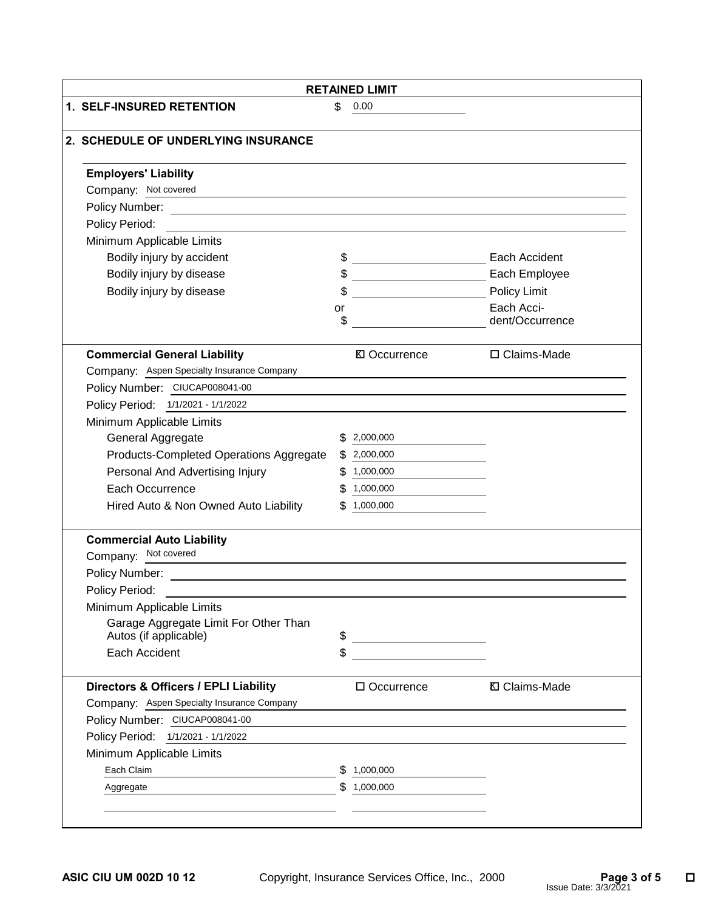## RETAINED LIMIT

**1. SELF-INSURED RETENTION** $ 0.00

**2. SCHEDULE OF UNDERLYING INSURANCE**

**Employers' Liability**

Company: Not covered

Policy Number:

Policy Period:

Minimum Applicable Limits

| | | |
|---|---|---|
| Bodily injury by accident | $ | Each Accident |
| Bodily injury by disease | $ | Each Employee |
| Bodily injury by disease | $ | Policy Limit |
| | or $ | Each Accident/Occurrence |

**Commercial General Liability** ☒ Occurrence ☐ Claims-Made

Company: Aspen Specialty Insurance Company

Policy Number: CIUCAP008041-00

Policy Period: 1/1/2021 - 1/1/2022

Minimum Applicable Limits

| | |
|---|---|
| General Aggregate | $ 2,000,000 |
| Products-Completed Operations Aggregate | $ 2,000,000 |
| Personal And Advertising Injury | $ 1,000,000 |
| Each Occurrence | $ 1,000,000 |
| Hired Auto & Non Owned Auto Liability | $ 1,000,000 |

**Commercial Auto Liability**

Company: Not covered

Policy Number:

Policy Period:

Minimum Applicable Limits

| | |
|---|---|
| Garage Aggregate Limit For Other Than Autos (if applicable) | $ |
| Each Accident | $ |

**Directors & Officers / EPLI Liability** ☐ Occurrence ☒ Claims-Made

Company: Aspen Specialty Insurance Company

Policy Number: CIUCAP008041-00

Policy Period: 1/1/2021 - 1/1/2022

Minimum Applicable Limits

| | |
|---|---|
| Each Claim | $ 1,000,000 |
| Aggregate | $ 1,000,000 |

ASIC CIU UM 002D 10 12 Copyright, Insurance Services Office, Inc., 2000

Issue Date: 3/3/2021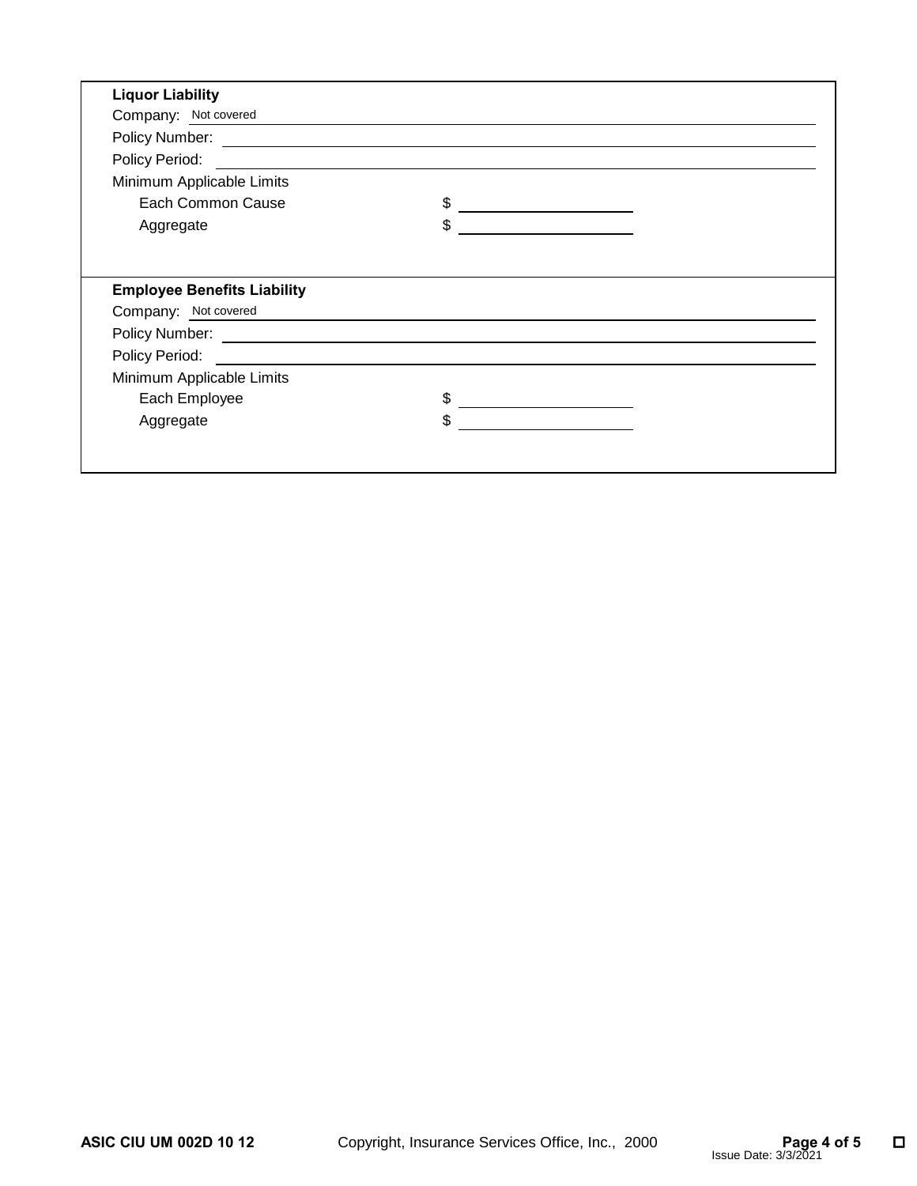**Liquor Liability**

Company: Not covered

Policy Number:

Policy Period:

Minimum Applicable Limits

Each Common Cause $ \_\_\_\_\_\_\_\_\_\_\_\_\_\_\_\_\_\_\_\_

Aggregate $ \_\_\_\_\_\_\_\_\_\_\_\_\_\_\_\_\_\_\_\_

**Employee Benefits Liability**

Company: Not covered

Policy Number:

Policy Period:

Minimum Applicable Limits

Each Employee $ \_\_\_\_\_\_\_\_\_\_\_\_\_\_\_\_\_\_\_\_

Aggregate $ \_\_\_\_\_\_\_\_\_\_\_\_\_\_\_\_\_\_\_\_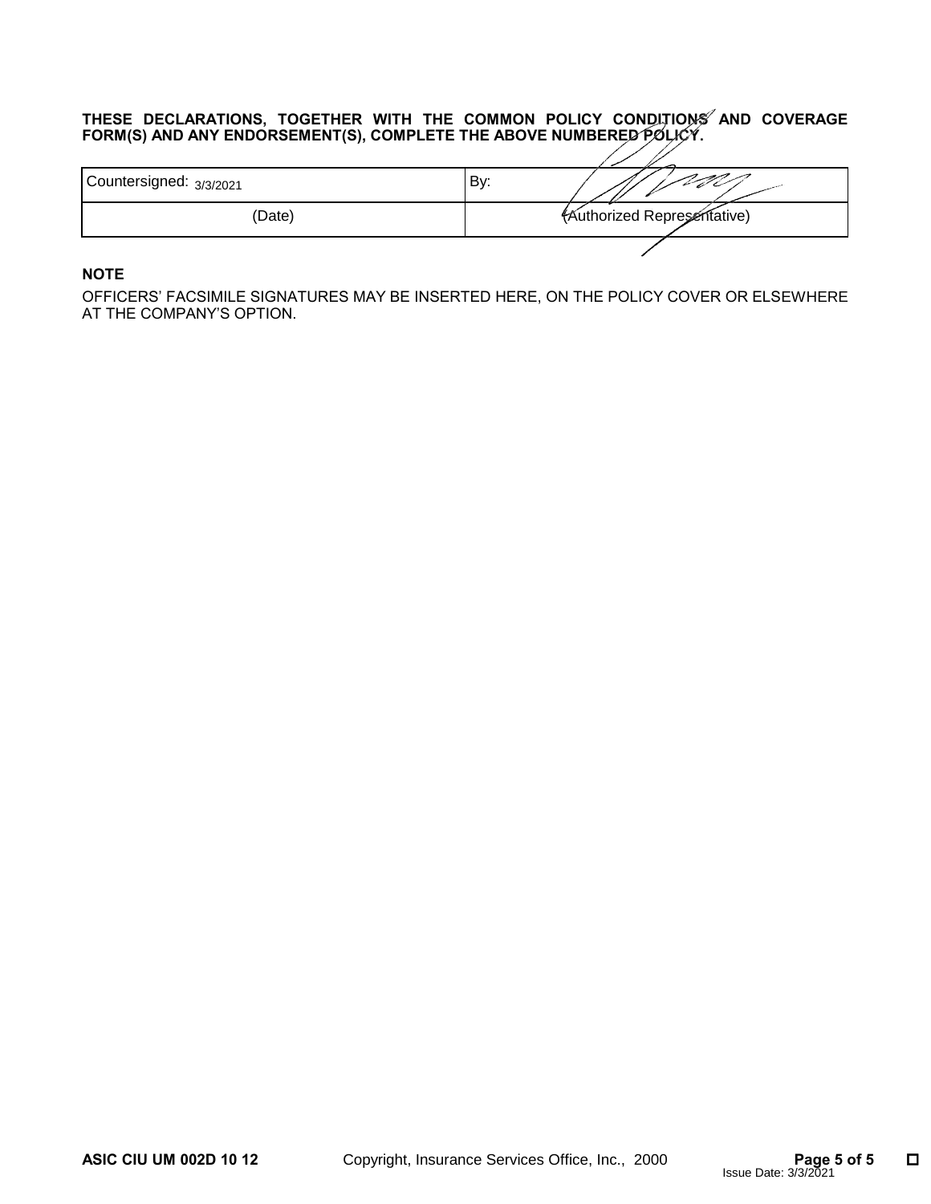**THESE DECLARATIONS, TOGETHER WITH THE COMMON POLICY CONDITIONS AND COVERAGE FORM(S) AND ANY ENDORSEMENT(S), COMPLETE THE ABOVE NUMBERED POLICY.**

| Countersigned: 3/3/2021 | By: |
|---|---|
| (Date) | (Authorized Representative) |

**NOTE**

OFFICERS' FACSIMILE SIGNATURES MAY BE INSERTED HERE, ON THE POLICY COVER OR ELSEWHERE AT THE COMPANY'S OPTION.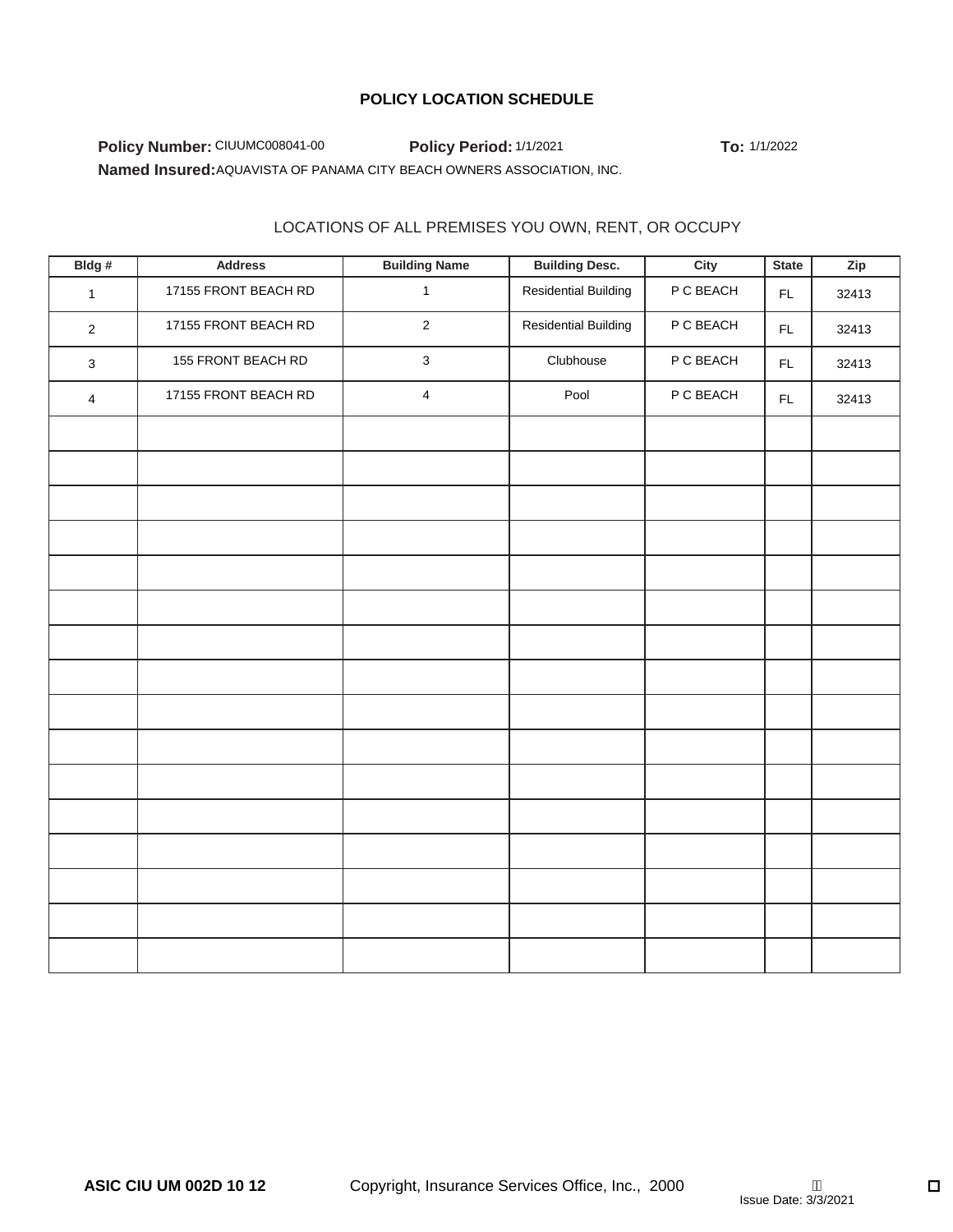# POLICY LOCATION SCHEDULE

**Policy Number:** CIUUMC008041-00 **Policy Period:** 1/1/2021 **To:** 1/1/2022

**Named Insured:** AQUAVISTA OF PANAMA CITY BEACH OWNERS ASSOCIATION, INC.

LOCATIONS OF ALL PREMISES YOU OWN, RENT, OR OCCUPY

| Bldg # | Address | Building Name | Building Desc. | City | State | Zip |
|---|---|---|---|---|---|---|
| 1 | 17155 FRONT BEACH RD | 1 | Residential Building | P C BEACH | FL | 32413 |
| 2 | 17155 FRONT BEACH RD | 2 | Residential Building | P C BEACH | FL | 32413 |
| 3 | 155 FRONT BEACH RD | 3 | Clubhouse | P C BEACH | FL | 32413 |
| 4 | 17155 FRONT BEACH RD | 4 | Pool | P C BEACH | FL | 32413 |
| | | | | | | |
| | | | | | | |
| | | | | | | |
| | | | | | | |
| | | | | | | |
| | | | | | | |
| | | | | | | |
| | | | | | | |
| | | | | | | |
| | | | | | | |
| | | | | | | |
| | | | | | | |
| | | | | | | |
| | | | | | | |
| | | | | | | |
| | | | | | | |

**ASIC CIU UM 002D 10 12** Copyright, Insurance Services Office, Inc., 2000 Issue Date: 3/3/2021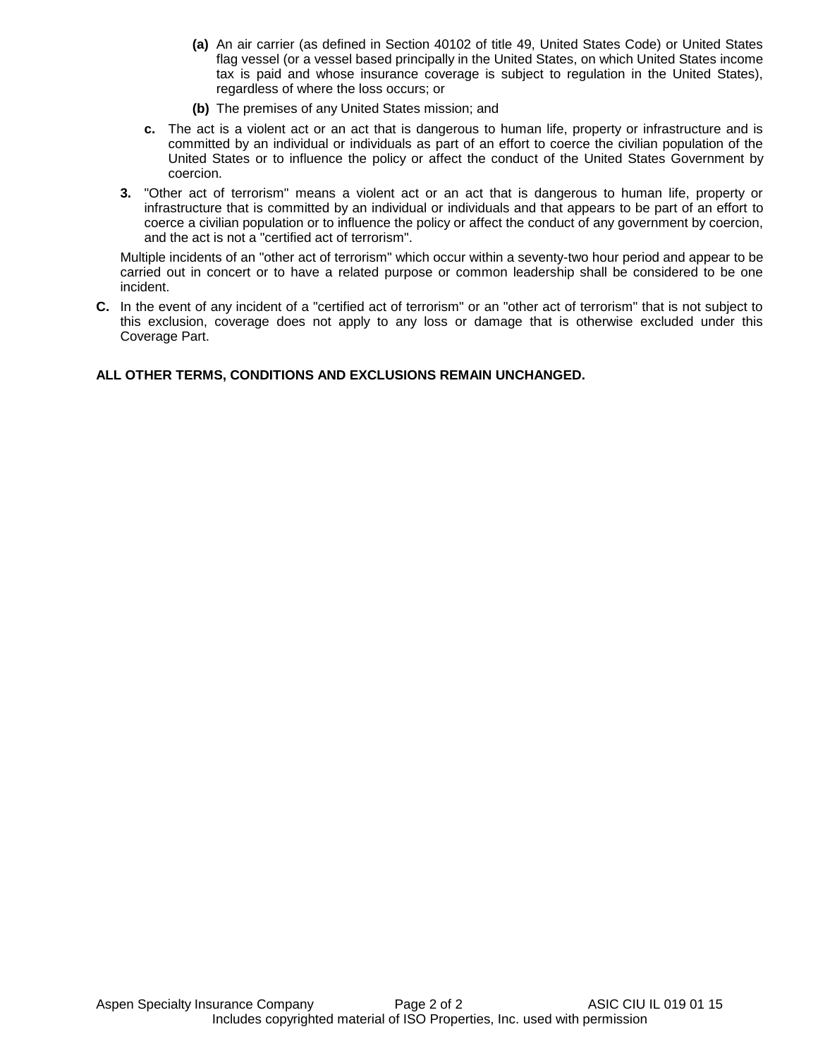**(a)** An air carrier (as defined in Section 40102 of title 49, United States Code) or United States flag vessel (or a vessel based principally in the United States, on which United States income tax is paid and whose insurance coverage is subject to regulation in the United States), regardless of where the loss occurs; or

**(b)** The premises of any United States mission; and

**c.** The act is a violent act or an act that is dangerous to human life, property or infrastructure and is committed by an individual or individuals as part of an effort to coerce the civilian population of the United States or to influence the policy or affect the conduct of the United States Government by coercion.

**3.** "Other act of terrorism" means a violent act or an act that is dangerous to human life, property or infrastructure that is committed by an individual or individuals and that appears to be part of an effort to coerce a civilian population or to influence the policy or affect the conduct of any government by coercion, and the act is not a "certified act of terrorism".

Multiple incidents of an "other act of terrorism" which occur within a seventy-two hour period and appear to be carried out in concert or to have a related purpose or common leadership shall be considered to be one incident.

**C.** In the event of any incident of a "certified act of terrorism" or an "other act of terrorism" that is not subject to this exclusion, coverage does not apply to any loss or damage that is otherwise excluded under this Coverage Part.

**ALL OTHER TERMS, CONDITIONS AND EXCLUSIONS REMAIN UNCHANGED.**

Aspen Specialty Insurance Company ASIC CIU IL 019 01 15
Includes copyrighted material of ISO Properties, Inc. used with permission